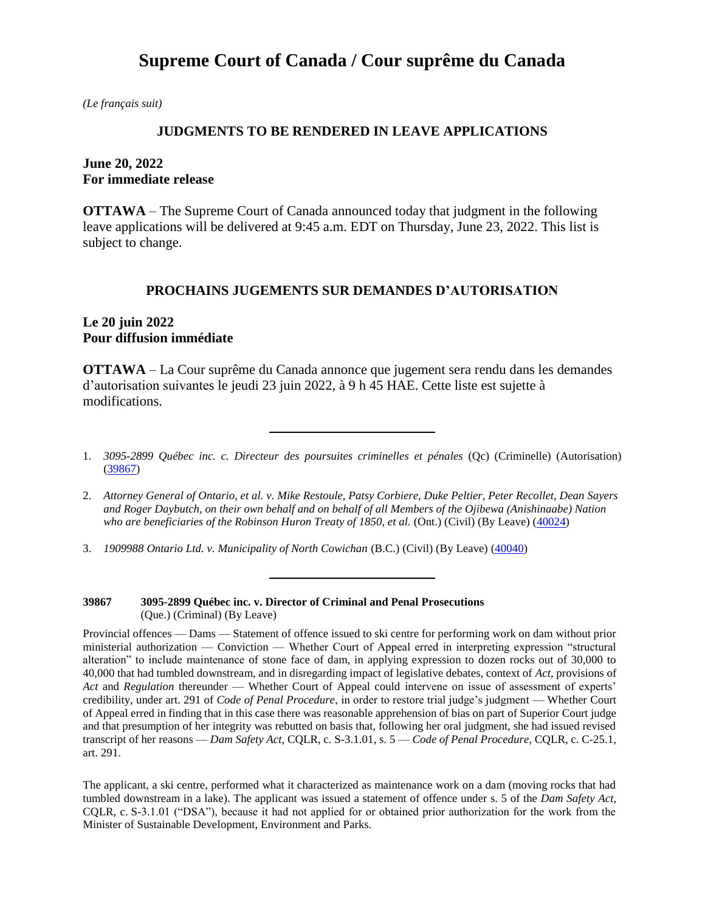# Supreme Court of Canada / Cour suprême du Canada

*(Le français suit)*

## JUDGMENTS TO BE RENDERED IN LEAVE APPLICATIONS

**June 20, 2022**
**For immediate release**

**OTTAWA** – The Supreme Court of Canada announced today that judgment in the following leave applications will be delivered at 9:45 a.m. EDT on Thursday, June 23, 2022. This list is subject to change.

## PROCHAINS JUGEMENTS SUR DEMANDES D'AUTORISATION

**Le 20 juin 2022**
**Pour diffusion immédiate**

**OTTAWA** – La Cour suprême du Canada annonce que jugement sera rendu dans les demandes d'autorisation suivantes le jeudi 23 juin 2022, à 9 h 45 HAE. Cette liste est sujette à modifications.

---

1. *3095-2899 Québec inc. c. Directeur des poursuites criminelles et pénales* (Qc) (Criminelle) (Autorisation) (39867)

2. *Attorney General of Ontario, et al. v. Mike Restoule, Patsy Corbiere, Duke Peltier, Peter Recollet, Dean Sayers and Roger Daybutch, on their own behalf and on behalf of all Members of the Ojibewa (Anishinaabe) Nation who are beneficiaries of the Robinson Huron Treaty of 1850, et al.* (Ont.) (Civil) (By Leave) (40024)

3. *1909988 Ontario Ltd. v. Municipality of North Cowichan* (B.C.) (Civil) (By Leave) (40040)

---

**39867 3095-2899 Québec inc. v. Director of Criminal and Penal Prosecutions**
(Que.) (Criminal) (By Leave)

Provincial offences — Dams — Statement of offence issued to ski centre for performing work on dam without prior ministerial authorization — Conviction — Whether Court of Appeal erred in interpreting expression "structural alteration" to include maintenance of stone face of dam, in applying expression to dozen rocks out of 30,000 to 40,000 that had tumbled downstream, and in disregarding impact of legislative debates, context of *Act*, provisions of *Act* and *Regulation* thereunder — Whether Court of Appeal could intervene on issue of experts' credibility, under art. 291 of *Code of Penal Procedure*, in order to restore trial judge's judgment — Whether Court of Appeal erred in finding that in this case there was reasonable apprehension of bias on part of Superior Court judge and that presumption of her integrity was rebutted on basis that, following her oral judgment, she had issued revised transcript of her reasons — *Dam Safety Act*, CQLR, c. S-3.1.01, s. 5 — *Code of Penal Procedure*, CQLR, c. C-25.1, art. 291.

The applicant, a ski centre, performed what it characterized as maintenance work on a dam (moving rocks that had tumbled downstream in a lake). The applicant was issued a statement of offence under s. 5 of the *Dam Safety Act*, CQLR, c. S-3.1.01 ("DSA"), because it had not applied for or obtained prior authorization for the work from the Minister of Sustainable Development, Environment and Parks.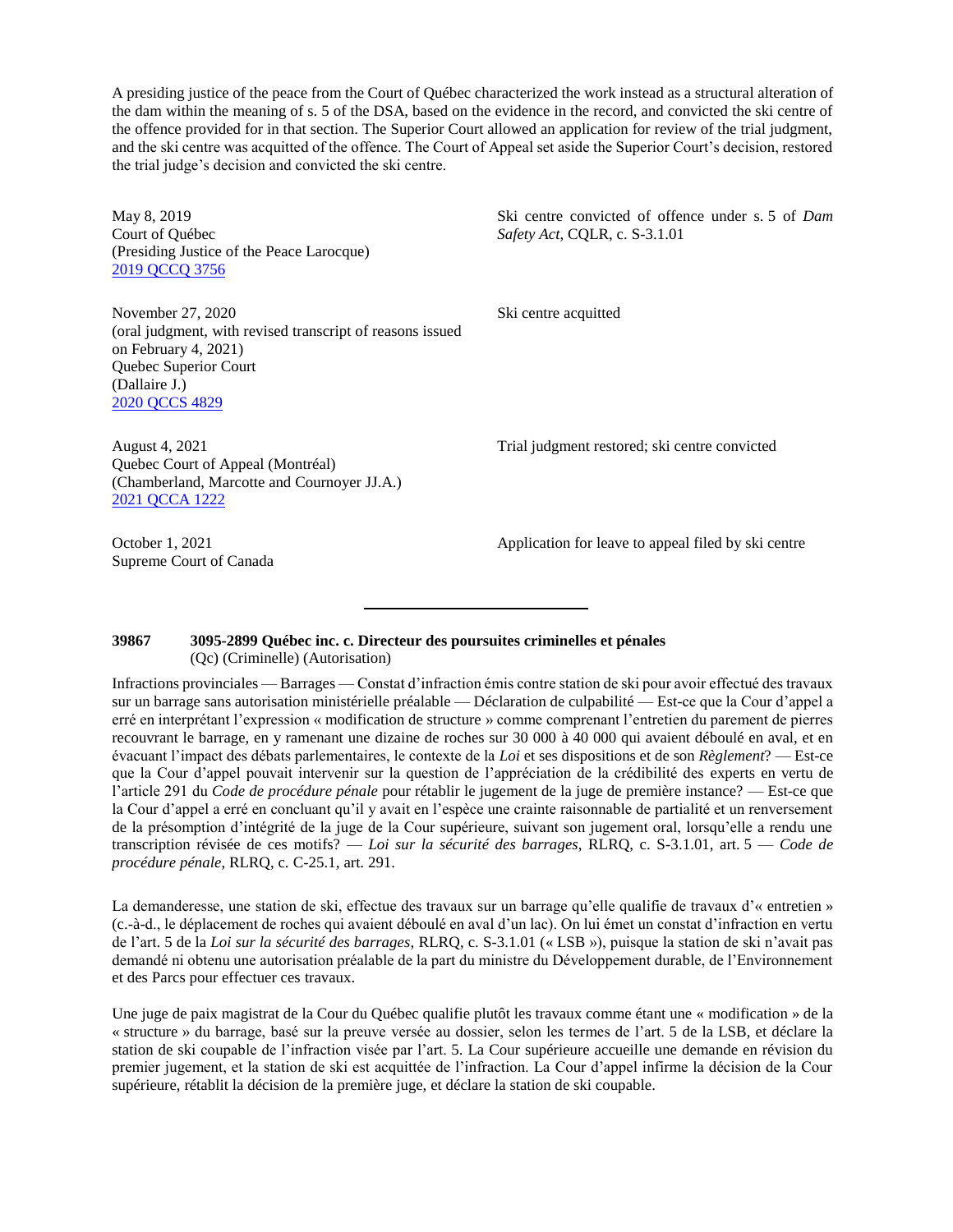A presiding justice of the peace from the Court of Québec characterized the work instead as a structural alteration of the dam within the meaning of s. 5 of the DSA, based on the evidence in the record, and convicted the ski centre of the offence provided for in that section. The Superior Court allowed an application for review of the trial judgment, and the ski centre was acquitted of the offence. The Court of Appeal set aside the Superior Court's decision, restored the trial judge's decision and convicted the ski centre.

| | |
|---|---|
| May 8, 2019<br>Court of Québec<br>(Presiding Justice of the Peace Larocque)<br>2019 QCCQ 3756 | Ski centre convicted of offence under s. 5 of *Dam Safety Act*, CQLR, c. S-3.1.01 |
| November 27, 2020<br>(oral judgment, with revised transcript of reasons issued on February 4, 2021)<br>Quebec Superior Court<br>(Dallaire J.)<br>2020 QCCS 4829 | Ski centre acquitted |
| August 4, 2021<br>Quebec Court of Appeal (Montréal)<br>(Chamberland, Marcotte and Cournoyer JJ.A.)<br>2021 QCCA 1222 | Trial judgment restored; ski centre convicted |
| October 1, 2021<br>Supreme Court of Canada | Application for leave to appeal filed by ski centre |

---

**39867 3095-2899 Québec inc. c. Directeur des poursuites criminelles et pénales**
(Qc) (Criminelle) (Autorisation)

Infractions provinciales — Barrages — Constat d'infraction émis contre station de ski pour avoir effectué des travaux sur un barrage sans autorisation ministérielle préalable — Déclaration de culpabilité — Est-ce que la Cour d'appel a erré en interprétant l'expression « modification de structure » comme comprenant l'entretien du parement de pierres recouvrant le barrage, en y ramenant une dizaine de roches sur 30 000 à 40 000 qui avaient déboulé en aval, et en évacuant l'impact des débats parlementaires, le contexte de la *Loi* et ses dispositions et de son *Règlement*? — Est-ce que la Cour d'appel pouvait intervenir sur la question de l'appréciation de la crédibilité des experts en vertu de l'article 291 du *Code de procédure pénale* pour rétablir le jugement de la juge de première instance? — Est-ce que la Cour d'appel a erré en concluant qu'il y avait en l'espèce une crainte raisonnable de partialité et un renversement de la présomption d'intégrité de la juge de la Cour supérieure, suivant son jugement oral, lorsqu'elle a rendu une transcription révisée de ces motifs? — *Loi sur la sécurité des barrages*, RLRQ, c. S-3.1.01, art. 5 — *Code de procédure pénale*, RLRQ, c. C-25.1, art. 291.

La demanderesse, une station de ski, effectue des travaux sur un barrage qu'elle qualifie de travaux d'« entretien » (c.-à-d., le déplacement de roches qui avaient déboulé en aval d'un lac). On lui émet un constat d'infraction en vertu de l'art. 5 de la *Loi sur la sécurité des barrages*, RLRQ, c. S-3.1.01 (« LSB »), puisque la station de ski n'avait pas demandé ni obtenu une autorisation préalable de la part du ministre du Développement durable, de l'Environnement et des Parcs pour effectuer ces travaux.

Une juge de paix magistrat de la Cour du Québec qualifie plutôt les travaux comme étant une « modification » de la « structure » du barrage, basé sur la preuve versée au dossier, selon les termes de l'art. 5 de la LSB, et déclare la station de ski coupable de l'infraction visée par l'art. 5. La Cour supérieure accueille une demande en révision du premier jugement, et la station de ski est acquittée de l'infraction. La Cour d'appel infirme la décision de la Cour supérieure, rétablit la décision de la première juge, et déclare la station de ski coupable.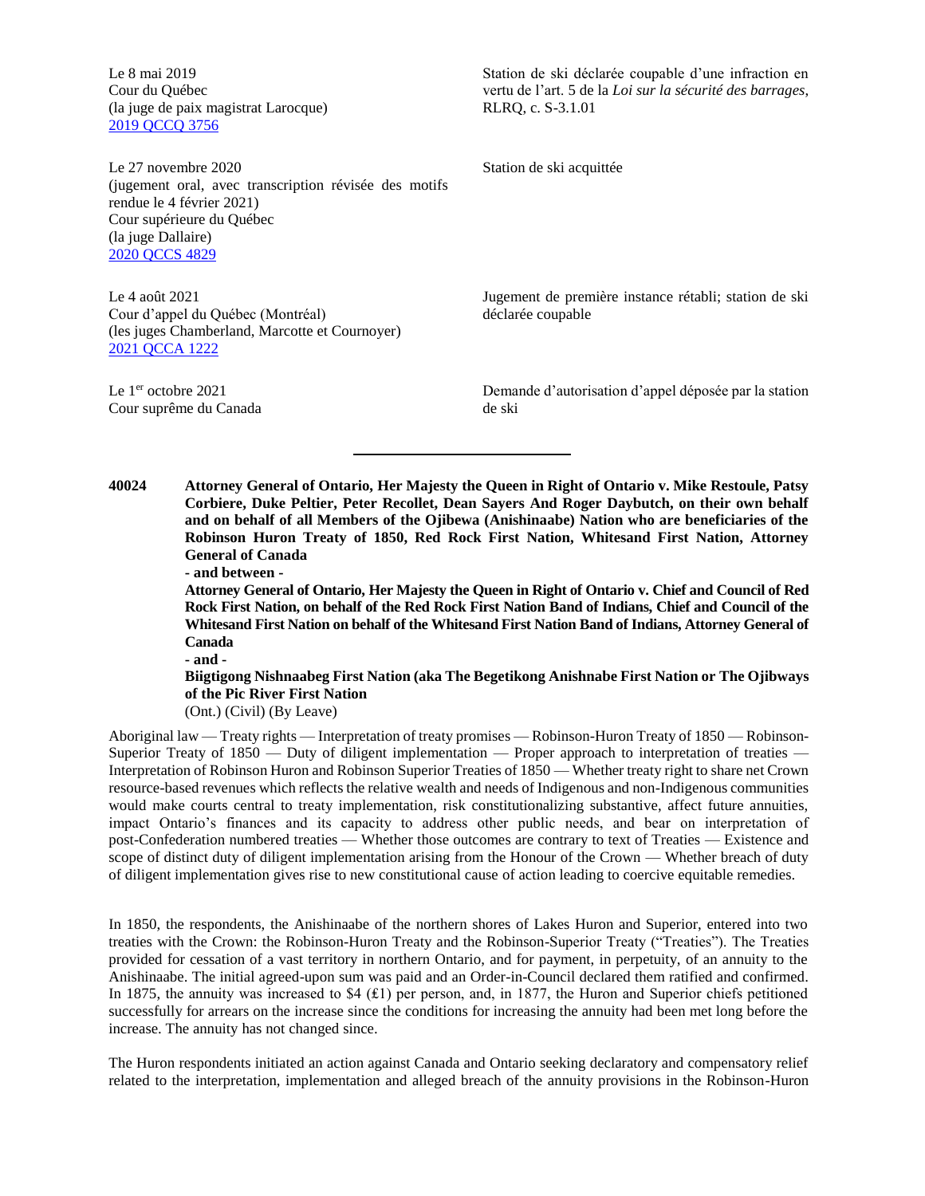| | |
|---|---|
| Le 8 mai 2019<br>Cour du Québec<br>(la juge de paix magistrat Larocque)<br>2019 QCCQ 3756 | Station de ski déclarée coupable d'une infraction en vertu de l'art. 5 de la *Loi sur la sécurité des barrages*, RLRQ, c. S-3.1.01 |
| Le 27 novembre 2020<br>(jugement oral, avec transcription révisée des motifs rendue le 4 février 2021)<br>Cour supérieure du Québec<br>(la juge Dallaire)<br>2020 QCCS 4829 | Station de ski acquittée |
| Le 4 août 2021<br>Cour d'appel du Québec (Montréal)<br>(les juges Chamberland, Marcotte et Cournoyer)<br>2021 QCCA 1222 | Jugement de première instance rétabli; station de ski déclarée coupable |
| Le 1[er] octobre 2021<br>Cour suprême du Canada | Demande d'autorisation d'appel déposée par la station de ski |

---

**40024 Attorney General of Ontario, Her Majesty the Queen in Right of Ontario v. Mike Restoule, Patsy Corbiere, Duke Peltier, Peter Recollet, Dean Sayers And Roger Daybutch, on their own behalf and on behalf of all Members of the Ojibewa (Anishinaabe) Nation who are beneficiaries of the Robinson Huron Treaty of 1850, Red Rock First Nation, Whitesand First Nation, Attorney General of Canada**

**- and between -**

**Attorney General of Ontario, Her Majesty the Queen in Right of Ontario v. Chief and Council of Red Rock First Nation, on behalf of the Red Rock First Nation Band of Indians, Chief and Council of the Whitesand First Nation on behalf of the Whitesand First Nation Band of Indians, Attorney General of Canada**

**- and -**

**Biigtigong Nishnaabeg First Nation (aka The Begetikong Anishnabe First Nation or The Ojibways of the Pic River First Nation**

(Ont.) (Civil) (By Leave)

Aboriginal law — Treaty rights — Interpretation of treaty promises — Robinson-Huron Treaty of 1850 — Robinson-Superior Treaty of 1850 — Duty of diligent implementation — Proper approach to interpretation of treaties — Interpretation of Robinson Huron and Robinson Superior Treaties of 1850 — Whether treaty right to share net Crown resource-based revenues which reflects the relative wealth and needs of Indigenous and non-Indigenous communities would make courts central to treaty implementation, risk constitutionalizing substantive, affect future annuities, impact Ontario's finances and its capacity to address other public needs, and bear on interpretation of post-Confederation numbered treaties — Whether those outcomes are contrary to text of Treaties — Existence and scope of distinct duty of diligent implementation arising from the Honour of the Crown — Whether breach of duty of diligent implementation gives rise to new constitutional cause of action leading to coercive equitable remedies.

In 1850, the respondents, the Anishinaabe of the northern shores of Lakes Huron and Superior, entered into two treaties with the Crown: the Robinson-Huron Treaty and the Robinson-Superior Treaty ("Treaties"). The Treaties provided for cessation of a vast territory in northern Ontario, and for payment, in perpetuity, of an annuity to the Anishinaabe. The initial agreed-upon sum was paid and an Order-in-Council declared them ratified and confirmed. In 1875, the annuity was increased to $4 (£1) per person, and, in 1877, the Huron and Superior chiefs petitioned successfully for arrears on the increase since the conditions for increasing the annuity had been met long before the increase. The annuity has not changed since.

The Huron respondents initiated an action against Canada and Ontario seeking declaratory and compensatory relief related to the interpretation, implementation and alleged breach of the annuity provisions in the Robinson-Huron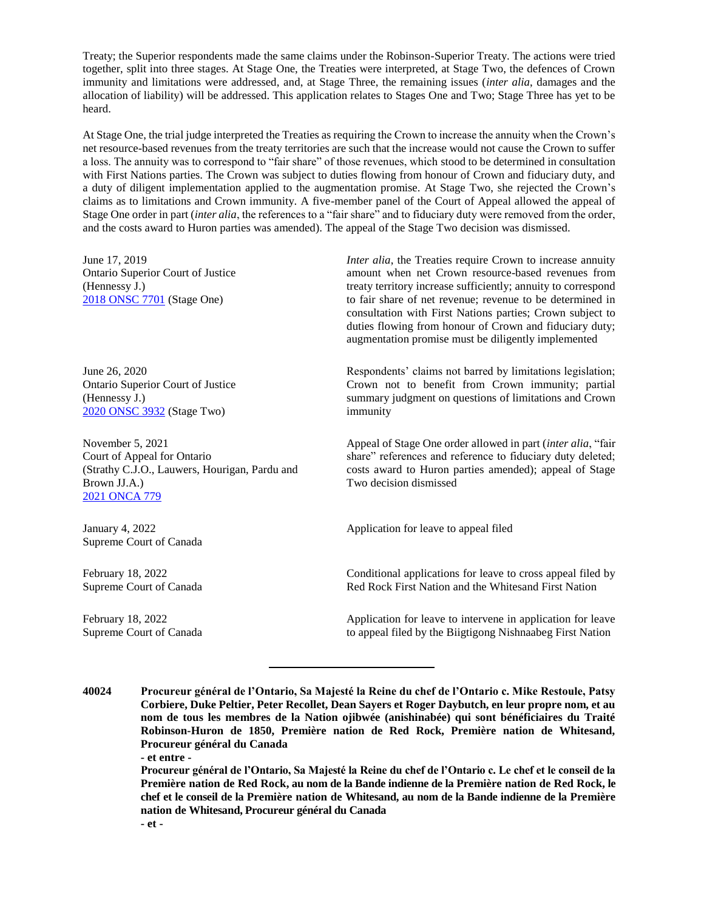Treaty; the Superior respondents made the same claims under the Robinson-Superior Treaty. The actions were tried together, split into three stages. At Stage One, the Treaties were interpreted, at Stage Two, the defences of Crown immunity and limitations were addressed, and, at Stage Three, the remaining issues (*inter alia*, damages and the allocation of liability) will be addressed. This application relates to Stages One and Two; Stage Three has yet to be heard.

At Stage One, the trial judge interpreted the Treaties as requiring the Crown to increase the annuity when the Crown's net resource-based revenues from the treaty territories are such that the increase would not cause the Crown to suffer a loss. The annuity was to correspond to "fair share" of those revenues, which stood to be determined in consultation with First Nations parties. The Crown was subject to duties flowing from honour of Crown and fiduciary duty, and a duty of diligent implementation applied to the augmentation promise. At Stage Two, she rejected the Crown's claims as to limitations and Crown immunity. A five-member panel of the Court of Appeal allowed the appeal of Stage One order in part (*inter alia*, the references to a "fair share" and to fiduciary duty were removed from the order, and the costs award to Huron parties was amended). The appeal of the Stage Two decision was dismissed.

| | |
|---|---|
| June 17, 2019<br>Ontario Superior Court of Justice<br>(Hennessy J.)<br>2018 ONSC 7701 (Stage One) | *Inter alia*, the Treaties require Crown to increase annuity amount when net Crown resource-based revenues from treaty territory increase sufficiently; annuity to correspond to fair share of net revenue; revenue to be determined in consultation with First Nations parties; Crown subject to duties flowing from honour of Crown and fiduciary duty; augmentation promise must be diligently implemented |
| June 26, 2020<br>Ontario Superior Court of Justice<br>(Hennessy J.)<br>2020 ONSC 3932 (Stage Two) | Respondents' claims not barred by limitations legislation; Crown not to benefit from Crown immunity; partial summary judgment on questions of limitations and Crown immunity |
| November 5, 2021<br>Court of Appeal for Ontario<br>(Strathy C.J.O., Lauwers, Hourigan, Pardu and Brown JJ.A.)<br>2021 ONCA 779 | Appeal of Stage One order allowed in part (*inter alia*, "fair share" references and reference to fiduciary duty deleted; costs award to Huron parties amended); appeal of Stage Two decision dismissed |
| January 4, 2022<br>Supreme Court of Canada | Application for leave to appeal filed |
| February 18, 2022<br>Supreme Court of Canada | Conditional applications for leave to cross appeal filed by Red Rock First Nation and the Whitesand First Nation |
| February 18, 2022<br>Supreme Court of Canada | Application for leave to intervene in application for leave to appeal filed by the Biigtigong Nishnaabeg First Nation |

---

**40024 Procureur général de l'Ontario, Sa Majesté la Reine du chef de l'Ontario c. Mike Restoule, Patsy Corbiere, Duke Peltier, Peter Recollet, Dean Sayers et Roger Daybutch, en leur propre nom, et au nom de tous les membres de la Nation ojibwée (anishinabée) qui sont bénéficiaires du Traité Robinson-Huron de 1850, Première nation de Red Rock, Première nation de Whitesand, Procureur général du Canada**

**- et entre -**

**Procureur général de l'Ontario, Sa Majesté la Reine du chef de l'Ontario c. Le chef et le conseil de la Première nation de Red Rock, au nom de la Bande indienne de la Première nation de Red Rock, le chef et le conseil de la Première nation de Whitesand, au nom de la Bande indienne de la Première nation de Whitesand, Procureur général du Canada**

**- et -**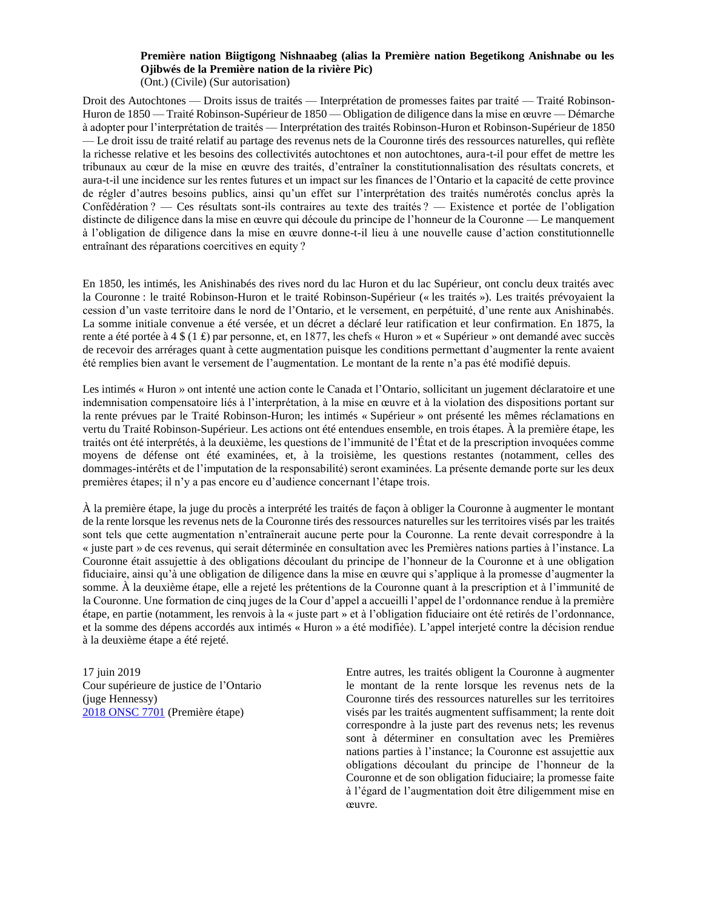**Première nation Biigtigong Nishnaabeg (alias la Première nation Begetikong Anishnabe ou les Ojibwés de la Première nation de la rivière Pic)**
(Ont.) (Civile) (Sur autorisation)

Droit des Autochtones — Droits issus de traités — Interprétation de promesses faites par traité — Traité Robinson-Huron de 1850 — Traité Robinson-Supérieur de 1850 — Obligation de diligence dans la mise en œuvre — Démarche à adopter pour l'interprétation de traités — Interprétation des traités Robinson-Huron et Robinson-Supérieur de 1850 — Le droit issu de traité relatif au partage des revenus nets de la Couronne tirés des ressources naturelles, qui reflète la richesse relative et les besoins des collectivités autochtones et non autochtones, aura-t-il pour effet de mettre les tribunaux au cœur de la mise en œuvre des traités, d'entraîner la constitutionnalisation des résultats concrets, et aura-t-il une incidence sur les rentes futures et un impact sur les finances de l'Ontario et la capacité de cette province de régler d'autres besoins publics, ainsi qu'un effet sur l'interprétation des traités numérotés conclus après la Confédération ? — Ces résultats sont-ils contraires au texte des traités ? — Existence et portée de l'obligation distincte de diligence dans la mise en œuvre qui découle du principe de l'honneur de la Couronne — Le manquement à l'obligation de diligence dans la mise en œuvre donne-t-il lieu à une nouvelle cause d'action constitutionnelle entraînant des réparations coercitives en equity ?

En 1850, les intimés, les Anishinabés des rives nord du lac Huron et du lac Supérieur, ont conclu deux traités avec la Couronne : le traité Robinson-Huron et le traité Robinson-Supérieur (« les traités »). Les traités prévoyaient la cession d'un vaste territoire dans le nord de l'Ontario, et le versement, en perpétuité, d'une rente aux Anishinabés. La somme initiale convenue a été versée, et un décret a déclaré leur ratification et leur confirmation. En 1875, la rente a été portée à 4 $ (1 ₤) par personne, et, en 1877, les chefs « Huron » et « Supérieur » ont demandé avec succès de recevoir des arrérages quant à cette augmentation puisque les conditions permettant d'augmenter la rente avaient été remplies bien avant le versement de l'augmentation. Le montant de la rente n'a pas été modifié depuis.

Les intimés « Huron » ont intenté une action conte le Canada et l'Ontario, sollicitant un jugement déclaratoire et une indemnisation compensatoire liés à l'interprétation, à la mise en œuvre et à la violation des dispositions portant sur la rente prévues par le Traité Robinson-Huron; les intimés « Supérieur » ont présenté les mêmes réclamations en vertu du Traité Robinson-Supérieur. Les actions ont été entendues ensemble, en trois étapes. À la première étape, les traités ont été interprétés, à la deuxième, les questions de l'immunité de l'État et de la prescription invoquées comme moyens de défense ont été examinées, et, à la troisième, les questions restantes (notamment, celles des dommages-intérêts et de l'imputation de la responsabilité) seront examinées. La présente demande porte sur les deux premières étapes; il n'y a pas encore eu d'audience concernant l'étape trois.

À la première étape, la juge du procès a interprété les traités de façon à obliger la Couronne à augmenter le montant de la rente lorsque les revenus nets de la Couronne tirés des ressources naturelles sur les territoires visés par les traités sont tels que cette augmentation n'entraînerait aucune perte pour la Couronne. La rente devait correspondre à la « juste part » de ces revenus, qui serait déterminée en consultation avec les Premières nations parties à l'instance. La Couronne était assujettie à des obligations découlant du principe de l'honneur de la Couronne et à une obligation fiduciaire, ainsi qu'à une obligation de diligence dans la mise en œuvre qui s'applique à la promesse d'augmenter la somme. À la deuxième étape, elle a rejeté les prétentions de la Couronne quant à la prescription et à l'immunité de la Couronne. Une formation de cinq juges de la Cour d'appel a accueilli l'appel de l'ordonnance rendue à la première étape, en partie (notamment, les renvois à la « juste part » et à l'obligation fiduciaire ont été retirés de l'ordonnance, et la somme des dépens accordés aux intimés « Huron » a été modifiée). L'appel interjeté contre la décision rendue à la deuxième étape a été rejeté.

17 juin 2019
Cour supérieure de justice de l'Ontario
(juge Hennessy)
2018 ONSC 7701 (Première étape)

Entre autres, les traités obligent la Couronne à augmenter le montant de la rente lorsque les revenus nets de la Couronne tirés des ressources naturelles sur les territoires visés par les traités augmentent suffisamment; la rente doit correspondre à la juste part des revenus nets; les revenus sont à déterminer en consultation avec les Premières nations parties à l'instance; la Couronne est assujettie aux obligations découlant du principe de l'honneur de la Couronne et de son obligation fiduciaire; la promesse faite à l'égard de l'augmentation doit être diligemment mise en œuvre.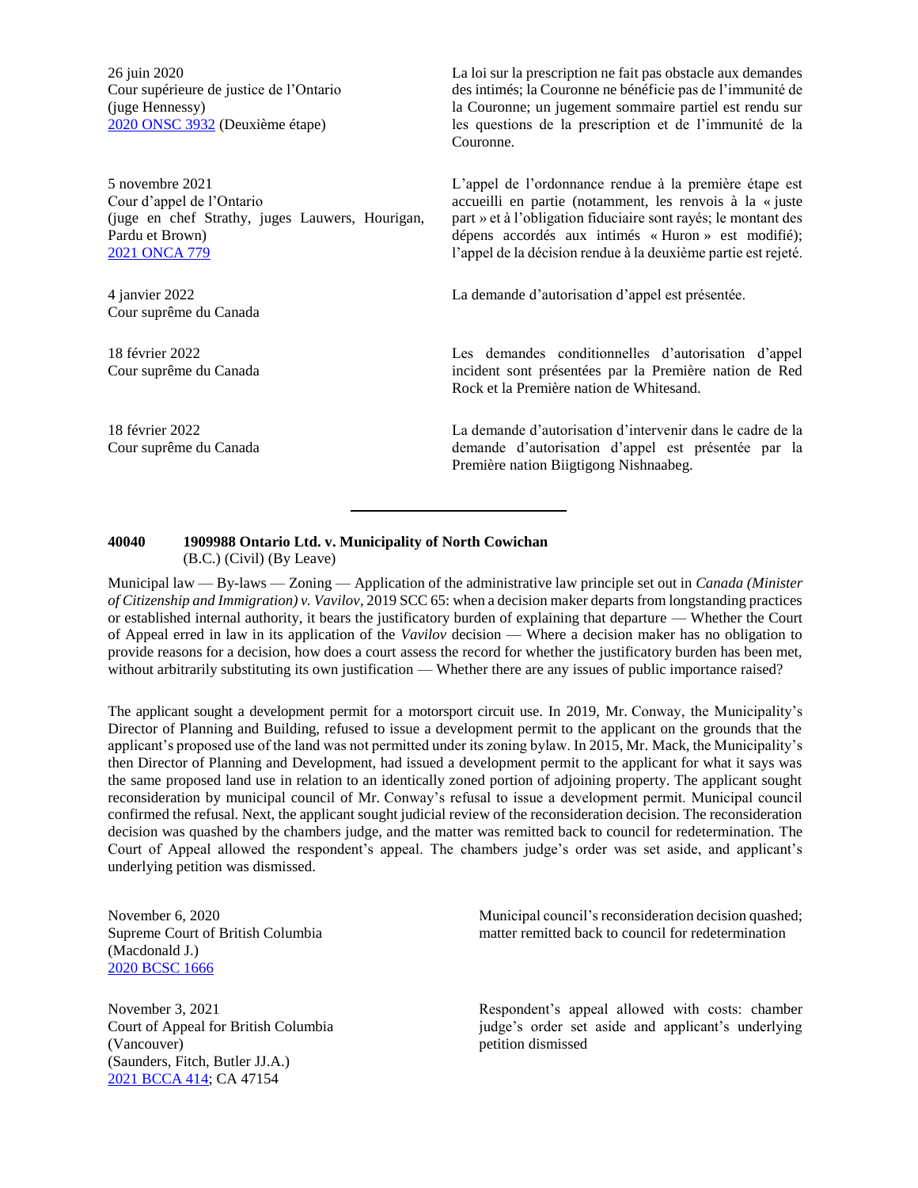26 juin 2020
Cour supérieure de justice de l'Ontario
(juge Hennessy)
2020 ONSC 3932 (Deuxième étape)

La loi sur la prescription ne fait pas obstacle aux demandes des intimés; la Couronne ne bénéficie pas de l'immunité de la Couronne; un jugement sommaire partiel est rendu sur les questions de la prescription et de l'immunité de la Couronne.

5 novembre 2021
Cour d'appel de l'Ontario
(juge en chef Strathy, juges Lauwers, Hourigan, Pardu et Brown)
2021 ONCA 779

L'appel de l'ordonnance rendue à la première étape est accueilli en partie (notamment, les renvois à la « juste part » et à l'obligation fiduciaire sont rayés; le montant des dépens accordés aux intimés « Huron » est modifié); l'appel de la décision rendue à la deuxième partie est rejeté.

4 janvier 2022
Cour suprême du Canada

La demande d'autorisation d'appel est présentée.

18 février 2022
Cour suprême du Canada

Les demandes conditionnelles d'autorisation d'appel incident sont présentées par la Première nation de Red Rock et la Première nation de Whitesand.

18 février 2022
Cour suprême du Canada

La demande d'autorisation d'intervenir dans le cadre de la demande d'autorisation d'appel est présentée par la Première nation Biigtigong Nishnaabeg.

---

**40040 1909988 Ontario Ltd. v. Municipality of North Cowichan**
(B.C.) (Civil) (By Leave)

Municipal law — By-laws — Zoning — Application of the administrative law principle set out in *Canada (Minister of Citizenship and Immigration) v. Vavilov*, 2019 SCC 65: when a decision maker departs from longstanding practices or established internal authority, it bears the justificatory burden of explaining that departure — Whether the Court of Appeal erred in law in its application of the *Vavilov* decision — Where a decision maker has no obligation to provide reasons for a decision, how does a court assess the record for whether the justificatory burden has been met, without arbitrarily substituting its own justification — Whether there are any issues of public importance raised?

The applicant sought a development permit for a motorsport circuit use. In 2019, Mr. Conway, the Municipality's Director of Planning and Building, refused to issue a development permit to the applicant on the grounds that the applicant's proposed use of the land was not permitted under its zoning bylaw. In 2015, Mr. Mack, the Municipality's then Director of Planning and Development, had issued a development permit to the applicant for what it says was the same proposed land use in relation to an identically zoned portion of adjoining property. The applicant sought reconsideration by municipal council of Mr. Conway's refusal to issue a development permit. Municipal council confirmed the refusal. Next, the applicant sought judicial review of the reconsideration decision. The reconsideration decision was quashed by the chambers judge, and the matter was remitted back to council for redetermination. The Court of Appeal allowed the respondent's appeal. The chambers judge's order was set aside, and applicant's underlying petition was dismissed.

November 6, 2020
Supreme Court of British Columbia
(Macdonald J.)
2020 BCSC 1666

Municipal council's reconsideration decision quashed; matter remitted back to council for redetermination

November 3, 2021
Court of Appeal for British Columbia
(Vancouver)
(Saunders, Fitch, Butler JJ.A.)
2021 BCCA 414; CA 47154

Respondent's appeal allowed with costs: chamber judge's order set aside and applicant's underlying petition dismissed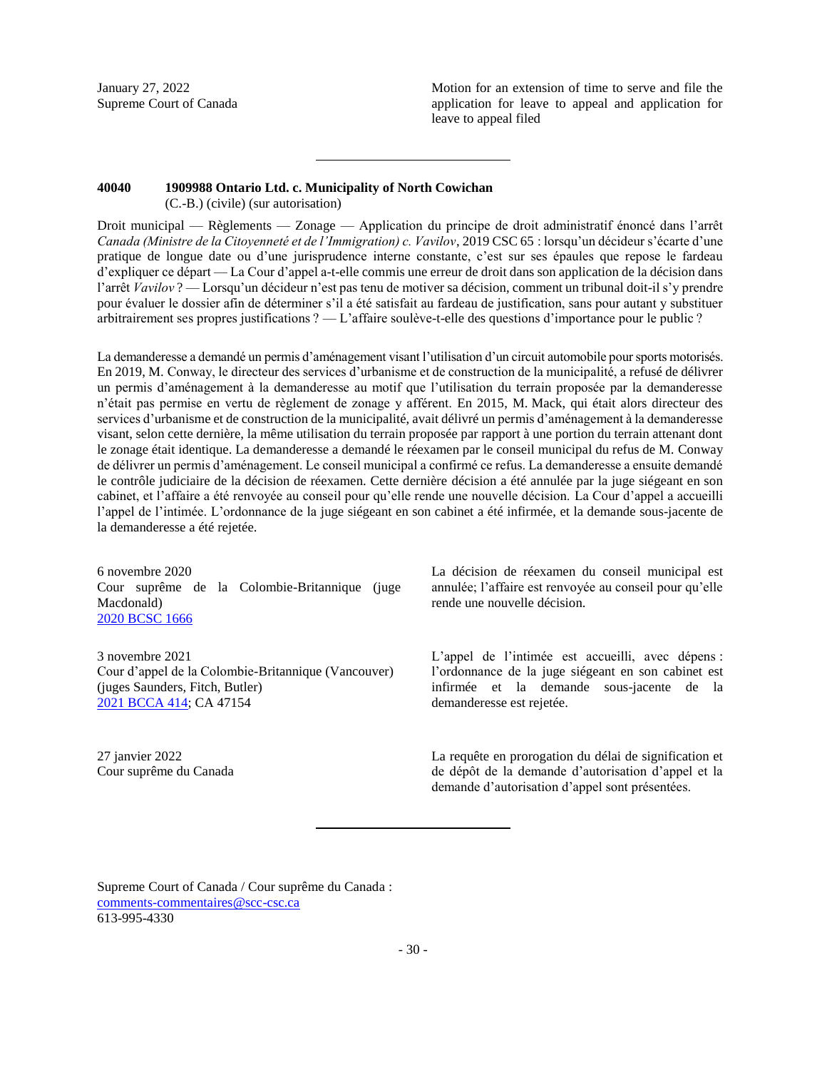January 27, 2022
Supreme Court of Canada

Motion for an extension of time to serve and file the application for leave to appeal and application for leave to appeal filed

---

**40040 1909988 Ontario Ltd. c. Municipality of North Cowichan**
(C.-B.) (civile) (sur autorisation)

Droit municipal — Règlements — Zonage — Application du principe de droit administratif énoncé dans l'arrêt *Canada (Ministre de la Citoyenneté et de l'Immigration) c. Vavilov*, 2019 CSC 65 : lorsqu'un décideur s'écarte d'une pratique de longue date ou d'une jurisprudence interne constante, c'est sur ses épaules que repose le fardeau d'expliquer ce départ — La Cour d'appel a-t-elle commis une erreur de droit dans son application de la décision dans l'arrêt *Vavilov* ? — Lorsqu'un décideur n'est pas tenu de motiver sa décision, comment un tribunal doit-il s'y prendre pour évaluer le dossier afin de déterminer s'il a été satisfait au fardeau de justification, sans pour autant y substituer arbitrairement ses propres justifications ? — L'affaire soulève-t-elle des questions d'importance pour le public ?

La demanderesse a demandé un permis d'aménagement visant l'utilisation d'un circuit automobile pour sports motorisés. En 2019, M. Conway, le directeur des services d'urbanisme et de construction de la municipalité, a refusé de délivrer un permis d'aménagement à la demanderesse au motif que l'utilisation du terrain proposée par la demanderesse n'était pas permise en vertu de règlement de zonage y afférent. En 2015, M. Mack, qui était alors directeur des services d'urbanisme et de construction de la municipalité, avait délivré un permis d'aménagement à la demanderesse visant, selon cette dernière, la même utilisation du terrain proposée par rapport à une portion du terrain attenant dont le zonage était identique. La demanderesse a demandé le réexamen par le conseil municipal du refus de M. Conway de délivrer un permis d'aménagement. Le conseil municipal a confirmé ce refus. La demanderesse a ensuite demandé le contrôle judiciaire de la décision de réexamen. Cette dernière décision a été annulée par la juge siégeant en son cabinet, et l'affaire a été renvoyée au conseil pour qu'elle rende une nouvelle décision. La Cour d'appel a accueilli l'appel de l'intimée. L'ordonnance de la juge siégeant en son cabinet a été infirmée, et la demande sous-jacente de la demanderesse a été rejetée.

6 novembre 2020
Cour suprême de la Colombie-Britannique (juge Macdonald)
2020 BCSC 1666

La décision de réexamen du conseil municipal est annulée; l'affaire est renvoyée au conseil pour qu'elle rende une nouvelle décision.

3 novembre 2021
Cour d'appel de la Colombie-Britannique (Vancouver) (juges Saunders, Fitch, Butler)
2021 BCCA 414; CA 47154

L'appel de l'intimée est accueilli, avec dépens : l'ordonnance de la juge siégeant en son cabinet est infirmée et la demande sous-jacente de la demanderesse est rejetée.

27 janvier 2022
Cour suprême du Canada

La requête en prorogation du délai de signification et de dépôt de la demande d'autorisation d'appel et la demande d'autorisation d'appel sont présentées.

---

Supreme Court of Canada / Cour suprême du Canada :
comments-commentaires@scc-csc.ca
613-995-4330